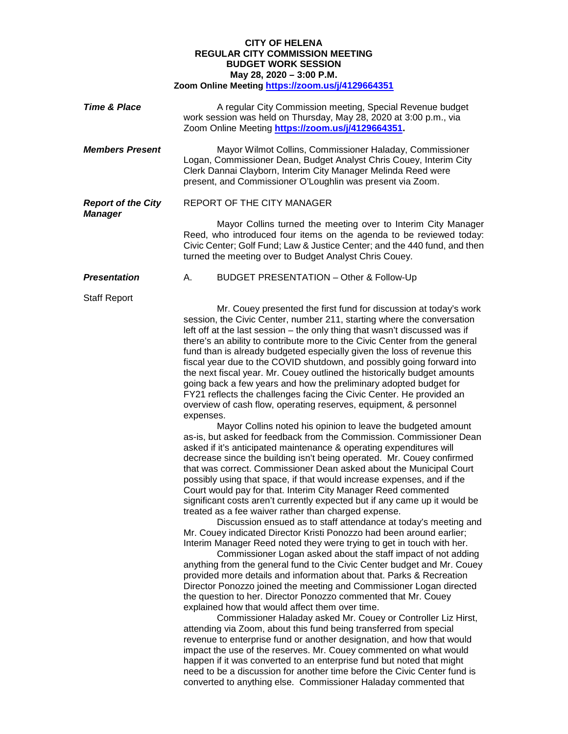**CITY OF HELENA**
**REGULAR CITY COMMISSION MEETING**
**BUDGET WORK SESSION**
**May 28, 2020 – 3:00 P.M.**
**Zoom Online Meeting https://zoom.us/j/4129664351**

***Time & Place***

A regular City Commission meeting, Special Revenue budget work session was held on Thursday, May 28, 2020 at 3:00 p.m., via Zoom Online Meeting **https://zoom.us/j/4129664351.**

***Members Present***

Mayor Wilmot Collins, Commissioner Haladay, Commissioner Logan, Commissioner Dean, Budget Analyst Chris Couey, Interim City Clerk Dannai Clayborn, Interim City Manager Melinda Reed were present, and Commissioner O'Loughlin was present via Zoom.

***Report of the City Manager***

REPORT OF THE CITY MANAGER

Mayor Collins turned the meeting over to Interim City Manager Reed, who introduced four items on the agenda to be reviewed today: Civic Center; Golf Fund; Law & Justice Center; and the 440 fund, and then turned the meeting over to Budget Analyst Chris Couey.

***Presentation***

A. BUDGET PRESENTATION – Other & Follow-Up

Staff Report

Mr. Couey presented the first fund for discussion at today's work session, the Civic Center, number 211, starting where the conversation left off at the last session – the only thing that wasn't discussed was if there's an ability to contribute more to the Civic Center from the general fund than is already budgeted especially given the loss of revenue this fiscal year due to the COVID shutdown, and possibly going forward into the next fiscal year. Mr. Couey outlined the historically budget amounts going back a few years and how the preliminary adopted budget for FY21 reflects the challenges facing the Civic Center. He provided an overview of cash flow, operating reserves, equipment, & personnel expenses.

Mayor Collins noted his opinion to leave the budgeted amount as-is, but asked for feedback from the Commission. Commissioner Dean asked if it's anticipated maintenance & operating expenditures will decrease since the building isn't being operated. Mr. Couey confirmed that was correct. Commissioner Dean asked about the Municipal Court possibly using that space, if that would increase expenses, and if the Court would pay for that. Interim City Manager Reed commented significant costs aren't currently expected but if any came up it would be treated as a fee waiver rather than charged expense.

Discussion ensued as to staff attendance at today's meeting and Mr. Couey indicated Director Kristi Ponozzo had been around earlier; Interim Manager Reed noted they were trying to get in touch with her.

Commissioner Logan asked about the staff impact of not adding anything from the general fund to the Civic Center budget and Mr. Couey provided more details and information about that. Parks & Recreation Director Ponozzo joined the meeting and Commissioner Logan directed the question to her. Director Ponozzo commented that Mr. Couey explained how that would affect them over time.

Commissioner Haladay asked Mr. Couey or Controller Liz Hirst, attending via Zoom, about this fund being transferred from special revenue to enterprise fund or another designation, and how that would impact the use of the reserves. Mr. Couey commented on what would happen if it was converted to an enterprise fund but noted that might need to be a discussion for another time before the Civic Center fund is converted to anything else. Commissioner Haladay commented that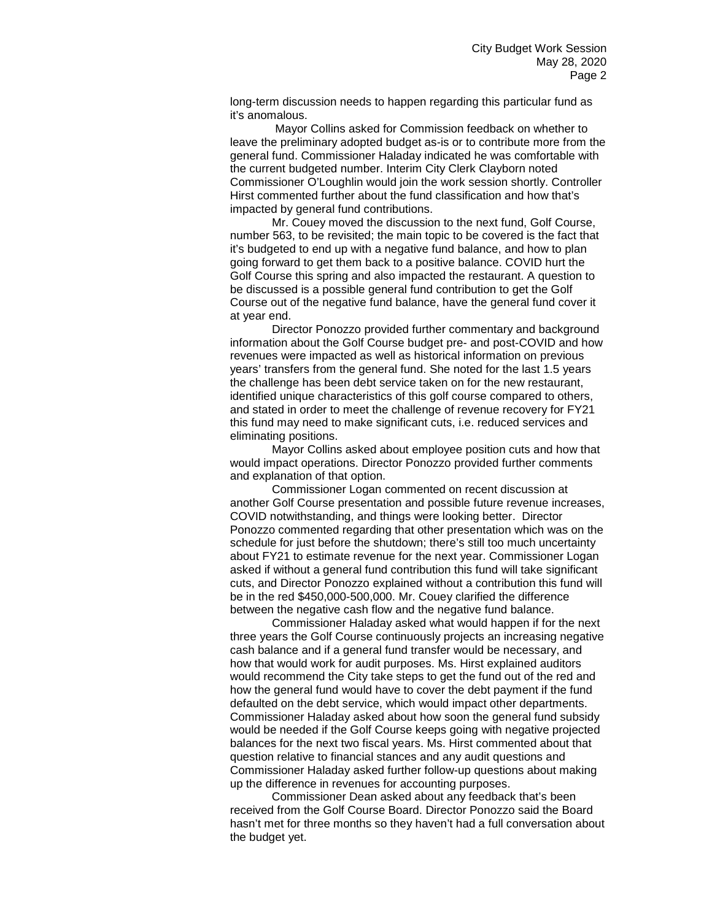long-term discussion needs to happen regarding this particular fund as it's anomalous.

Mayor Collins asked for Commission feedback on whether to leave the preliminary adopted budget as-is or to contribute more from the general fund. Commissioner Haladay indicated he was comfortable with the current budgeted number. Interim City Clerk Clayborn noted Commissioner O'Loughlin would join the work session shortly. Controller Hirst commented further about the fund classification and how that's impacted by general fund contributions.

Mr. Couey moved the discussion to the next fund, Golf Course, number 563, to be revisited; the main topic to be covered is the fact that it's budgeted to end up with a negative fund balance, and how to plan going forward to get them back to a positive balance. COVID hurt the Golf Course this spring and also impacted the restaurant. A question to be discussed is a possible general fund contribution to get the Golf Course out of the negative fund balance, have the general fund cover it at year end.

Director Ponozzo provided further commentary and background information about the Golf Course budget pre- and post-COVID and how revenues were impacted as well as historical information on previous years' transfers from the general fund. She noted for the last 1.5 years the challenge has been debt service taken on for the new restaurant, identified unique characteristics of this golf course compared to others, and stated in order to meet the challenge of revenue recovery for FY21 this fund may need to make significant cuts, i.e. reduced services and eliminating positions.

Mayor Collins asked about employee position cuts and how that would impact operations. Director Ponozzo provided further comments and explanation of that option.

Commissioner Logan commented on recent discussion at another Golf Course presentation and possible future revenue increases, COVID notwithstanding, and things were looking better. Director Ponozzo commented regarding that other presentation which was on the schedule for just before the shutdown; there's still too much uncertainty about FY21 to estimate revenue for the next year. Commissioner Logan asked if without a general fund contribution this fund will take significant cuts, and Director Ponozzo explained without a contribution this fund will be in the red $450,000-500,000. Mr. Couey clarified the difference between the negative cash flow and the negative fund balance.

Commissioner Haladay asked what would happen if for the next three years the Golf Course continuously projects an increasing negative cash balance and if a general fund transfer would be necessary, and how that would work for audit purposes. Ms. Hirst explained auditors would recommend the City take steps to get the fund out of the red and how the general fund would have to cover the debt payment if the fund defaulted on the debt service, which would impact other departments. Commissioner Haladay asked about how soon the general fund subsidy would be needed if the Golf Course keeps going with negative projected balances for the next two fiscal years. Ms. Hirst commented about that question relative to financial stances and any audit questions and Commissioner Haladay asked further follow-up questions about making up the difference in revenues for accounting purposes.

Commissioner Dean asked about any feedback that's been received from the Golf Course Board. Director Ponozzo said the Board hasn't met for three months so they haven't had a full conversation about the budget yet.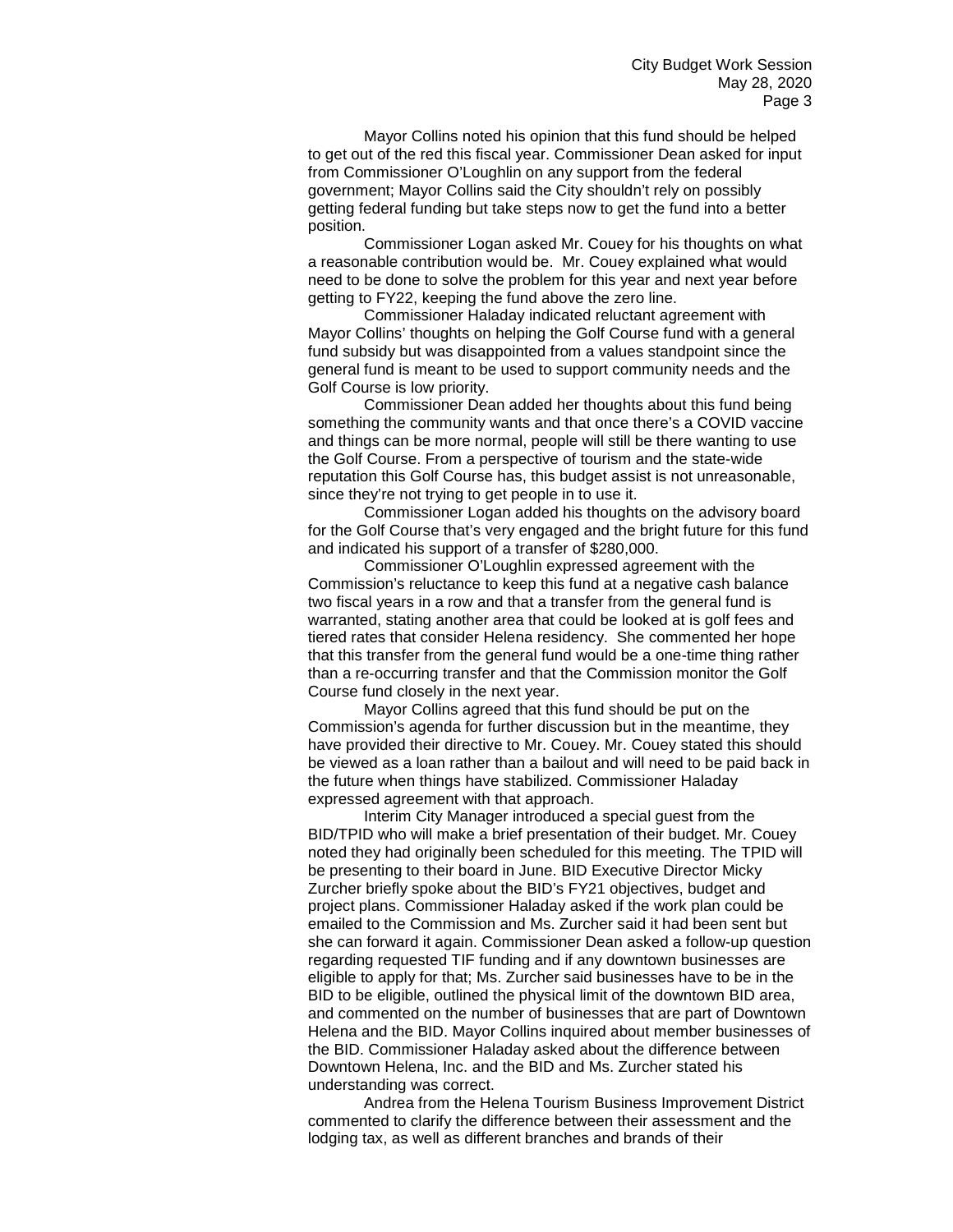Mayor Collins noted his opinion that this fund should be helped to get out of the red this fiscal year. Commissioner Dean asked for input from Commissioner O'Loughlin on any support from the federal government; Mayor Collins said the City shouldn't rely on possibly getting federal funding but take steps now to get the fund into a better position.

Commissioner Logan asked Mr. Couey for his thoughts on what a reasonable contribution would be. Mr. Couey explained what would need to be done to solve the problem for this year and next year before getting to FY22, keeping the fund above the zero line.

Commissioner Haladay indicated reluctant agreement with Mayor Collins' thoughts on helping the Golf Course fund with a general fund subsidy but was disappointed from a values standpoint since the general fund is meant to be used to support community needs and the Golf Course is low priority.

Commissioner Dean added her thoughts about this fund being something the community wants and that once there's a COVID vaccine and things can be more normal, people will still be there wanting to use the Golf Course. From a perspective of tourism and the state-wide reputation this Golf Course has, this budget assist is not unreasonable, since they're not trying to get people in to use it.

Commissioner Logan added his thoughts on the advisory board for the Golf Course that's very engaged and the bright future for this fund and indicated his support of a transfer of $280,000.

Commissioner O'Loughlin expressed agreement with the Commission's reluctance to keep this fund at a negative cash balance two fiscal years in a row and that a transfer from the general fund is warranted, stating another area that could be looked at is golf fees and tiered rates that consider Helena residency. She commented her hope that this transfer from the general fund would be a one-time thing rather than a re-occurring transfer and that the Commission monitor the Golf Course fund closely in the next year.

Mayor Collins agreed that this fund should be put on the Commission's agenda for further discussion but in the meantime, they have provided their directive to Mr. Couey. Mr. Couey stated this should be viewed as a loan rather than a bailout and will need to be paid back in the future when things have stabilized. Commissioner Haladay expressed agreement with that approach.

Interim City Manager introduced a special guest from the BID/TPID who will make a brief presentation of their budget. Mr. Couey noted they had originally been scheduled for this meeting. The TPID will be presenting to their board in June. BID Executive Director Micky Zurcher briefly spoke about the BID's FY21 objectives, budget and project plans. Commissioner Haladay asked if the work plan could be emailed to the Commission and Ms. Zurcher said it had been sent but she can forward it again. Commissioner Dean asked a follow-up question regarding requested TIF funding and if any downtown businesses are eligible to apply for that; Ms. Zurcher said businesses have to be in the BID to be eligible, outlined the physical limit of the downtown BID area, and commented on the number of businesses that are part of Downtown Helena and the BID. Mayor Collins inquired about member businesses of the BID. Commissioner Haladay asked about the difference between Downtown Helena, Inc. and the BID and Ms. Zurcher stated his understanding was correct.

Andrea from the Helena Tourism Business Improvement District commented to clarify the difference between their assessment and the lodging tax, as well as different branches and brands of their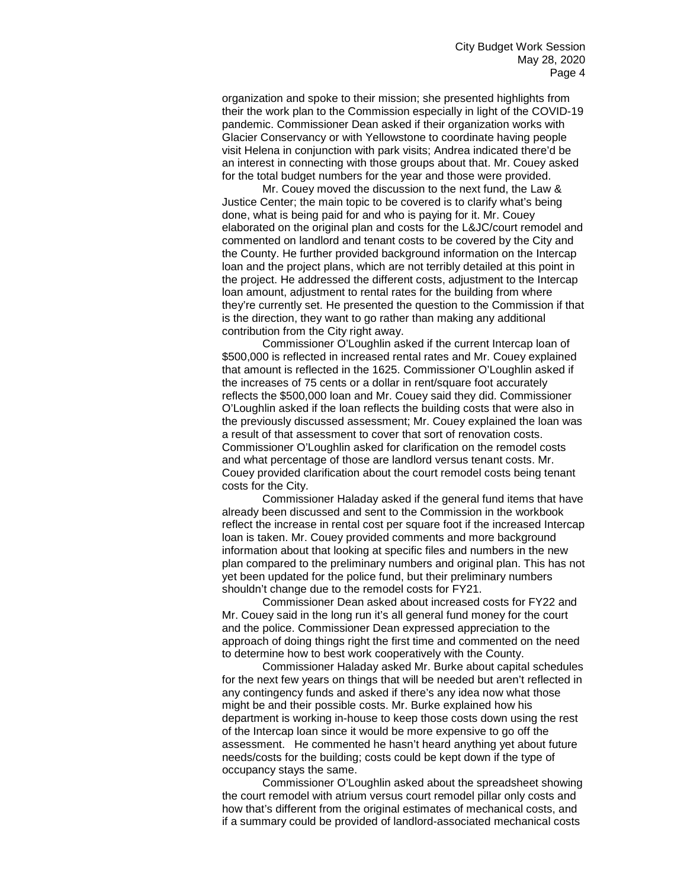organization and spoke to their mission; she presented highlights from their the work plan to the Commission especially in light of the COVID-19 pandemic. Commissioner Dean asked if their organization works with Glacier Conservancy or with Yellowstone to coordinate having people visit Helena in conjunction with park visits; Andrea indicated there'd be an interest in connecting with those groups about that. Mr. Couey asked for the total budget numbers for the year and those were provided.

Mr. Couey moved the discussion to the next fund, the Law & Justice Center; the main topic to be covered is to clarify what's being done, what is being paid for and who is paying for it. Mr. Couey elaborated on the original plan and costs for the L&JC/court remodel and commented on landlord and tenant costs to be covered by the City and the County. He further provided background information on the Intercap loan and the project plans, which are not terribly detailed at this point in the project. He addressed the different costs, adjustment to the Intercap loan amount, adjustment to rental rates for the building from where they're currently set. He presented the question to the Commission if that is the direction, they want to go rather than making any additional contribution from the City right away.

Commissioner O'Loughlin asked if the current Intercap loan of $500,000 is reflected in increased rental rates and Mr. Couey explained that amount is reflected in the 1625. Commissioner O'Loughlin asked if the increases of 75 cents or a dollar in rent/square foot accurately reflects the $500,000 loan and Mr. Couey said they did. Commissioner O'Loughlin asked if the loan reflects the building costs that were also in the previously discussed assessment; Mr. Couey explained the loan was a result of that assessment to cover that sort of renovation costs. Commissioner O'Loughlin asked for clarification on the remodel costs and what percentage of those are landlord versus tenant costs. Mr. Couey provided clarification about the court remodel costs being tenant costs for the City.

Commissioner Haladay asked if the general fund items that have already been discussed and sent to the Commission in the workbook reflect the increase in rental cost per square foot if the increased Intercap loan is taken. Mr. Couey provided comments and more background information about that looking at specific files and numbers in the new plan compared to the preliminary numbers and original plan. This has not yet been updated for the police fund, but their preliminary numbers shouldn't change due to the remodel costs for FY21.

Commissioner Dean asked about increased costs for FY22 and Mr. Couey said in the long run it's all general fund money for the court and the police. Commissioner Dean expressed appreciation to the approach of doing things right the first time and commented on the need to determine how to best work cooperatively with the County.

Commissioner Haladay asked Mr. Burke about capital schedules for the next few years on things that will be needed but aren't reflected in any contingency funds and asked if there's any idea now what those might be and their possible costs. Mr. Burke explained how his department is working in-house to keep those costs down using the rest of the Intercap loan since it would be more expensive to go off the assessment. He commented he hasn't heard anything yet about future needs/costs for the building; costs could be kept down if the type of occupancy stays the same.

Commissioner O'Loughlin asked about the spreadsheet showing the court remodel with atrium versus court remodel pillar only costs and how that's different from the original estimates of mechanical costs, and if a summary could be provided of landlord-associated mechanical costs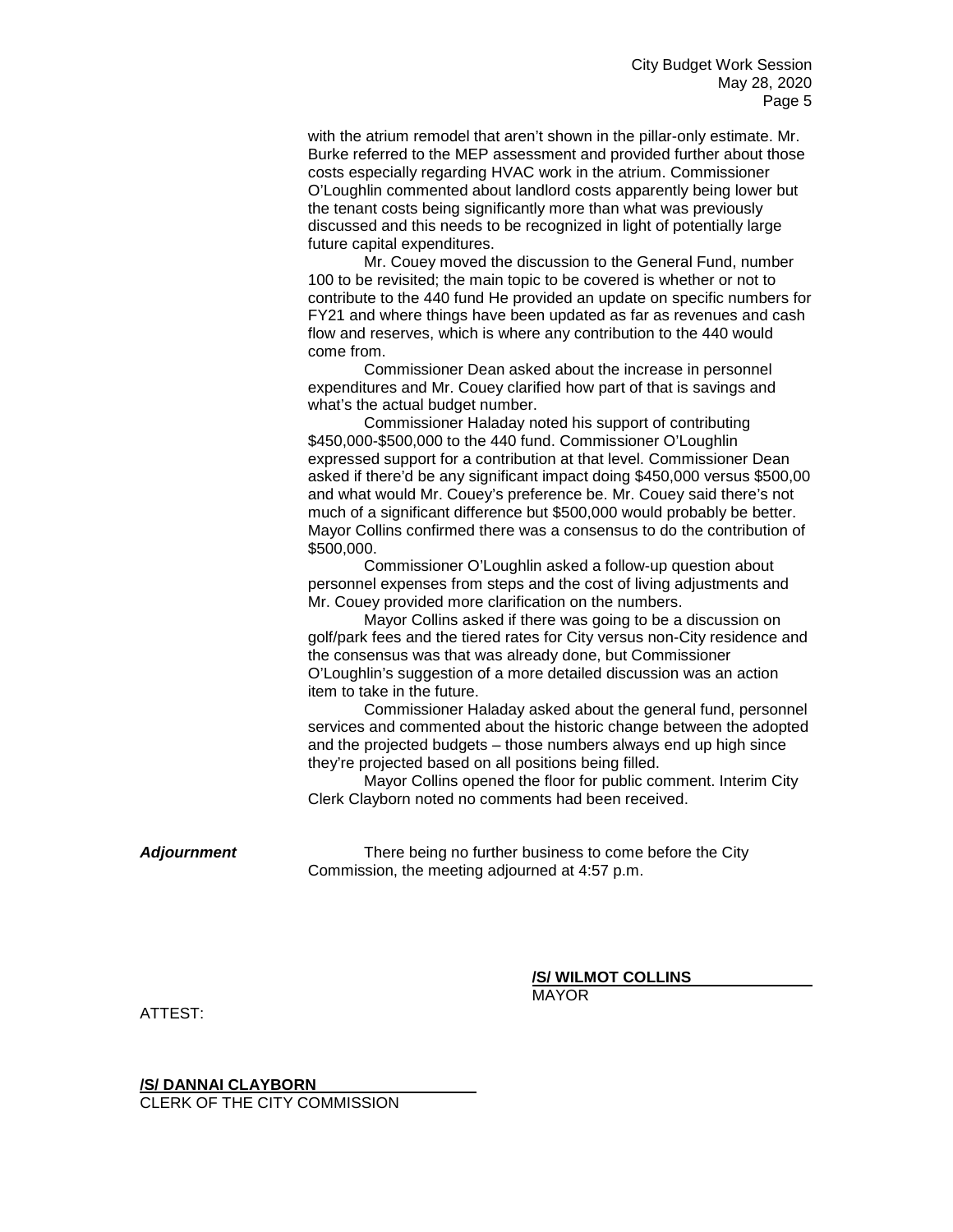with the atrium remodel that aren't shown in the pillar-only estimate. Mr. Burke referred to the MEP assessment and provided further about those costs especially regarding HVAC work in the atrium. Commissioner O'Loughlin commented about landlord costs apparently being lower but the tenant costs being significantly more than what was previously discussed and this needs to be recognized in light of potentially large future capital expenditures.

Mr. Couey moved the discussion to the General Fund, number 100 to be revisited; the main topic to be covered is whether or not to contribute to the 440 fund He provided an update on specific numbers for FY21 and where things have been updated as far as revenues and cash flow and reserves, which is where any contribution to the 440 would come from.

Commissioner Dean asked about the increase in personnel expenditures and Mr. Couey clarified how part of that is savings and what's the actual budget number.

Commissioner Haladay noted his support of contributing $450,000-$500,000 to the 440 fund. Commissioner O'Loughlin expressed support for a contribution at that level. Commissioner Dean asked if there'd be any significant impact doing $450,000 versus $500,00 and what would Mr. Couey's preference be. Mr. Couey said there's not much of a significant difference but $500,000 would probably be better. Mayor Collins confirmed there was a consensus to do the contribution of $500,000.

Commissioner O'Loughlin asked a follow-up question about personnel expenses from steps and the cost of living adjustments and Mr. Couey provided more clarification on the numbers.

Mayor Collins asked if there was going to be a discussion on golf/park fees and the tiered rates for City versus non-City residence and the consensus was that was already done, but Commissioner O'Loughlin's suggestion of a more detailed discussion was an action item to take in the future.

Commissioner Haladay asked about the general fund, personnel services and commented about the historic change between the adopted and the projected budgets – those numbers always end up high since they're projected based on all positions being filled.

Mayor Collins opened the floor for public comment. Interim City Clerk Clayborn noted no comments had been received.

***Adjournment*** There being no further business to come before the City Commission, the meeting adjourned at 4:57 p.m.

**/S/ WILMOT COLLINS**
MAYOR

ATTEST:

**/S/ DANNAI CLAYBORN**
CLERK OF THE CITY COMMISSION